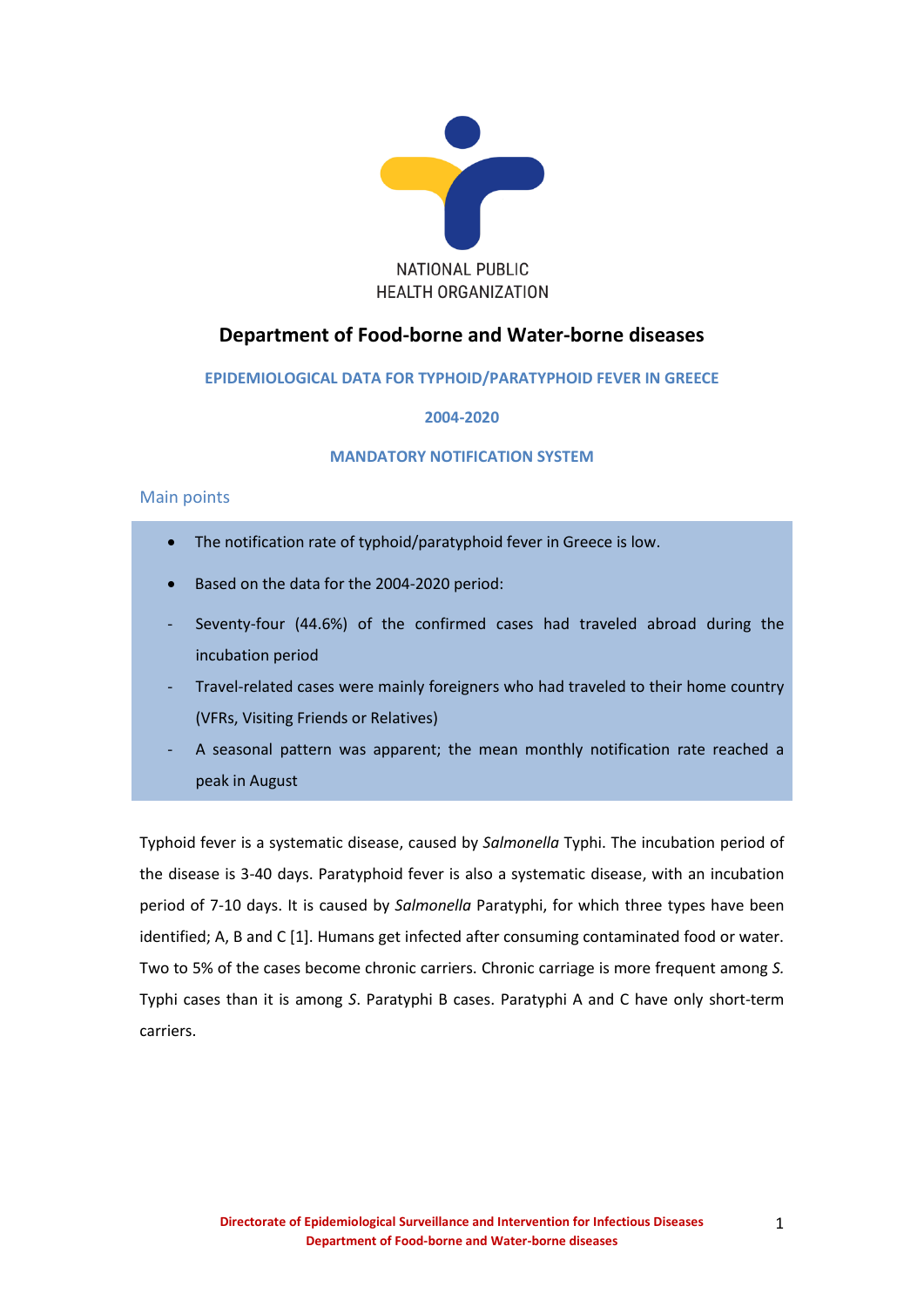NATIONAL PUBLIC HEALTH ORGANIZATION

# Department of Food-borne and Water-borne diseases

## EPIDEMIOLOGICAL DATA FOR TYPHOID/PARATYPHOID FEVER IN GREECE

## 2004-2020

## MANDATORY NOTIFICATION SYSTEM

### Main points

- The notification rate of typhoid/paratyphoid fever in Greece is low.
- Based on the data for the 2004-2020 period:
  - Seventy-four (44.6%) of the confirmed cases had traveled abroad during the incubation period
  - Travel-related cases were mainly foreigners who had traveled to their home country (VFRs, Visiting Friends or Relatives)
  - A seasonal pattern was apparent; the mean monthly notification rate reached a peak in August

Typhoid fever is a systematic disease, caused by *Salmonella* Typhi. The incubation period of the disease is 3-40 days. Paratyphoid fever is also a systematic disease, with an incubation period of 7-10 days. It is caused by *Salmonella* Paratyphi, for which three types have been identified; A, B and C [1]. Humans get infected after consuming contaminated food or water. Two to 5% of the cases become chronic carriers. Chronic carriage is more frequent among *S.* Typhi cases than it is among *S*. Paratyphi B cases. Paratyphi A and C have only short-term carriers.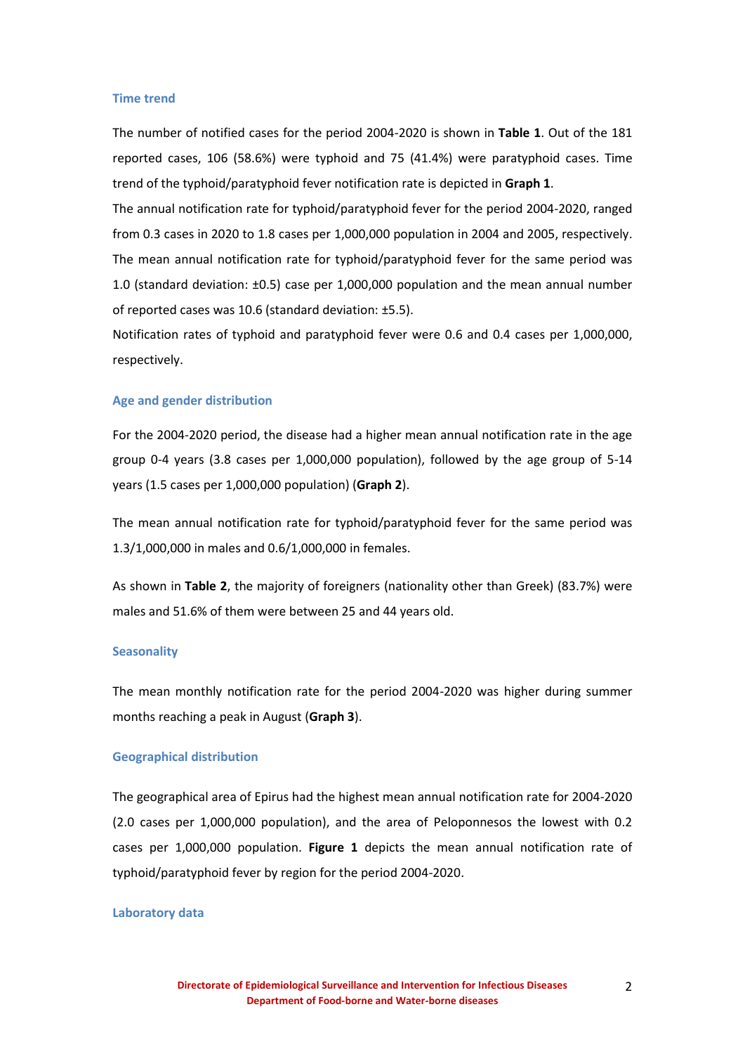### Time trend

The number of notified cases for the period 2004-2020 is shown in **Table 1**. Out of the 181 reported cases, 106 (58.6%) were typhoid and 75 (41.4%) were paratyphoid cases. Time trend of the typhoid/paratyphoid fever notification rate is depicted in **Graph 1**.

The annual notification rate for typhoid/paratyphoid fever for the period 2004-2020, ranged from 0.3 cases in 2020 to 1.8 cases per 1,000,000 population in 2004 and 2005, respectively. The mean annual notification rate for typhoid/paratyphoid fever for the same period was 1.0 (standard deviation: ±0.5) case per 1,000,000 population and the mean annual number of reported cases was 10.6 (standard deviation: ±5.5).

Notification rates of typhoid and paratyphoid fever were 0.6 and 0.4 cases per 1,000,000, respectively.

### Age and gender distribution

For the 2004-2020 period, the disease had a higher mean annual notification rate in the age group 0-4 years (3.8 cases per 1,000,000 population), followed by the age group of 5-14 years (1.5 cases per 1,000,000 population) (**Graph 2**).

The mean annual notification rate for typhoid/paratyphoid fever for the same period was 1.3/1,000,000 in males and 0.6/1,000,000 in females.

As shown in **Table 2**, the majority of foreigners (nationality other than Greek) (83.7%) were males and 51.6% of them were between 25 and 44 years old.

### Seasonality

The mean monthly notification rate for the period 2004-2020 was higher during summer months reaching a peak in August (**Graph 3**).

### Geographical distribution

The geographical area of Epirus had the highest mean annual notification rate for 2004-2020 (2.0 cases per 1,000,000 population), and the area of Peloponnesos the lowest with 0.2 cases per 1,000,000 population. **Figure 1** depicts the mean annual notification rate of typhoid/paratyphoid fever by region for the period 2004-2020.

### Laboratory data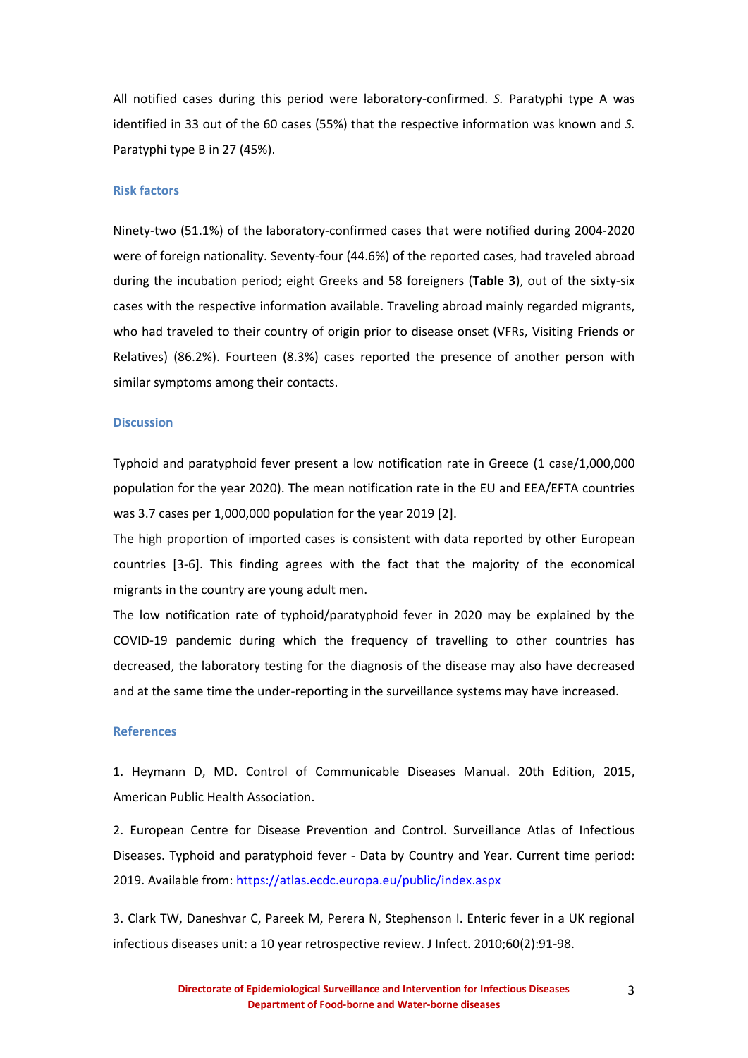All notified cases during this period were laboratory-confirmed. *S.* Paratyphi type A was identified in 33 out of the 60 cases (55%) that the respective information was known and *S.* Paratyphi type B in 27 (45%).

## Risk factors

Ninety-two (51.1%) of the laboratory-confirmed cases that were notified during 2004-2020 were of foreign nationality. Seventy-four (44.6%) of the reported cases, had traveled abroad during the incubation period; eight Greeks and 58 foreigners (**Table 3**), out of the sixty-six cases with the respective information available. Traveling abroad mainly regarded migrants, who had traveled to their country of origin prior to disease onset (VFRs, Visiting Friends or Relatives) (86.2%). Fourteen (8.3%) cases reported the presence of another person with similar symptoms among their contacts.

## Discussion

Typhoid and paratyphoid fever present a low notification rate in Greece (1 case/1,000,000 population for the year 2020). The mean notification rate in the EU and EEA/EFTA countries was 3.7 cases per 1,000,000 population for the year 2019 [2].

The high proportion of imported cases is consistent with data reported by other European countries [3-6]. This finding agrees with the fact that the majority of the economical migrants in the country are young adult men.

The low notification rate of typhoid/paratyphoid fever in 2020 may be explained by the COVID-19 pandemic during which the frequency of travelling to other countries has decreased, the laboratory testing for the diagnosis of the disease may also have decreased and at the same time the under-reporting in the surveillance systems may have increased.

## References

1. Heymann D, MD. Control of Communicable Diseases Manual. 20th Edition, 2015, American Public Health Association.

2. European Centre for Disease Prevention and Control. Surveillance Atlas of Infectious Diseases. Typhoid and paratyphoid fever - Data by Country and Year. Current time period: 2019. Available from: https://atlas.ecdc.europa.eu/public/index.aspx

3. Clark TW, Daneshvar C, Pareek M, Perera N, Stephenson I. Enteric fever in a UK regional infectious diseases unit: a 10 year retrospective review. J Infect. 2010;60(2):91-98.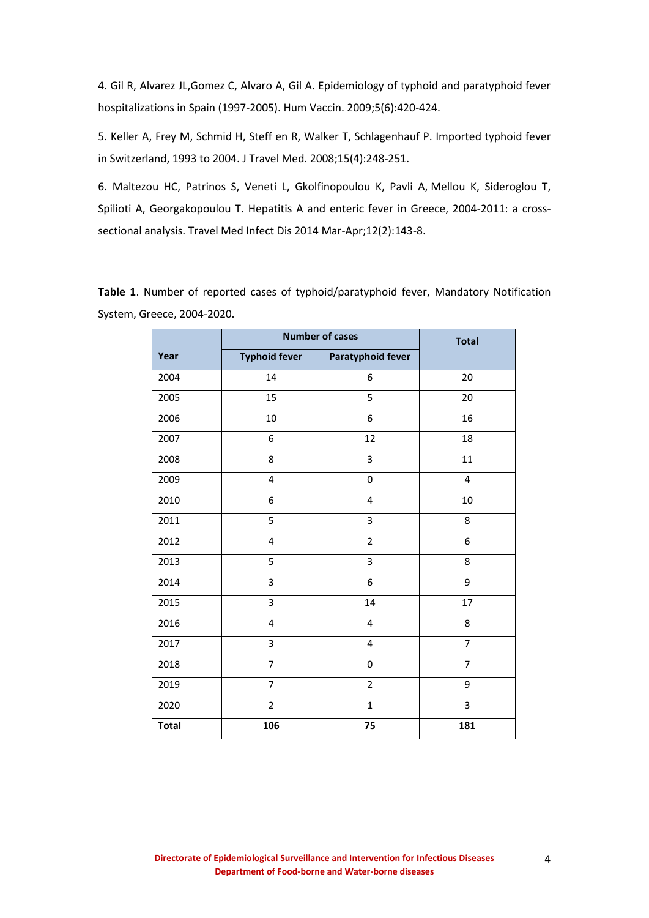4. Gil R, Alvarez JL,Gomez C, Alvaro A, Gil A. Epidemiology of typhoid and paratyphoid fever hospitalizations in Spain (1997-2005). Hum Vaccin. 2009;5(6):420-424.

5. Keller A, Frey M, Schmid H, Steff en R, Walker T, Schlagenhauf P. Imported typhoid fever in Switzerland, 1993 to 2004. J Travel Med. 2008;15(4):248-251.

6. Maltezou HC, Patrinos S, Veneti L, Gkolfinopoulou K, Pavli A, Mellou K, Sideroglou T, Spilioti A, Georgakopoulou T. Hepatitis A and enteric fever in Greece, 2004-2011: a cross-sectional analysis. Travel Med Infect Dis 2014 Mar-Apr;12(2):143-8.

**Table 1**. Number of reported cases of typhoid/paratyphoid fever, Mandatory Notification System, Greece, 2004-2020.

| Year | Number of cases | | Total |
|---|---|---|---|
| | Typhoid fever | Paratyphoid fever | |
| 2004 | 14 | 6 | 20 |
| 2005 | 15 | 5 | 20 |
| 2006 | 10 | 6 | 16 |
| 2007 | 6 | 12 | 18 |
| 2008 | 8 | 3 | 11 |
| 2009 | 4 | 0 | 4 |
| 2010 | 6 | 4 | 10 |
| 2011 | 5 | 3 | 8 |
| 2012 | 4 | 2 | 6 |
| 2013 | 5 | 3 | 8 |
| 2014 | 3 | 6 | 9 |
| 2015 | 3 | 14 | 17 |
| 2016 | 4 | 4 | 8 |
| 2017 | 3 | 4 | 7 |
| 2018 | 7 | 0 | 7 |
| 2019 | 7 | 2 | 9 |
| 2020 | 2 | 1 | 3 |
| **Total** | **106** | **75** | **181** |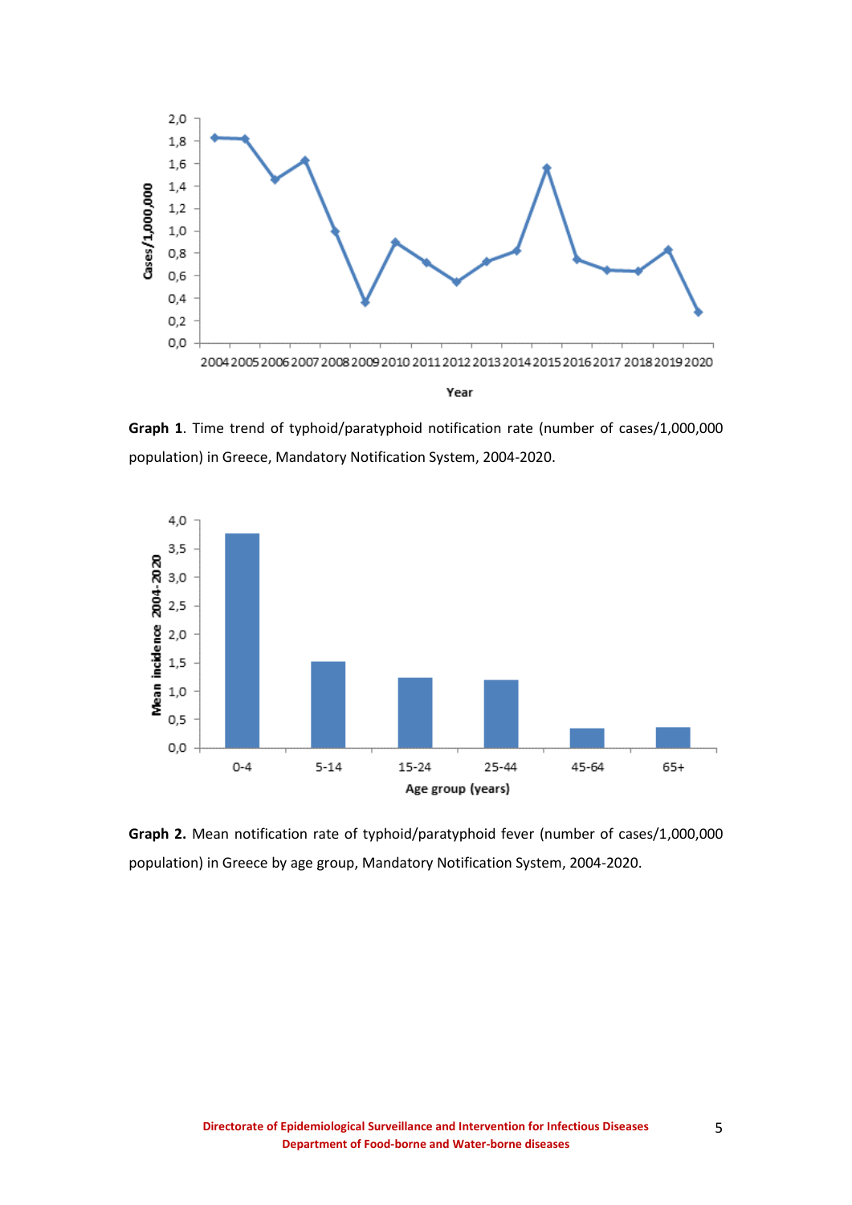**Graph 1**. Time trend of typhoid/paratyphoid notification rate (number of cases/1,000,000 population) in Greece, Mandatory Notification System, 2004-2020.

**Graph 2.** Mean notification rate of typhoid/paratyphoid fever (number of cases/1,000,000 population) in Greece by age group, Mandatory Notification System, 2004-2020.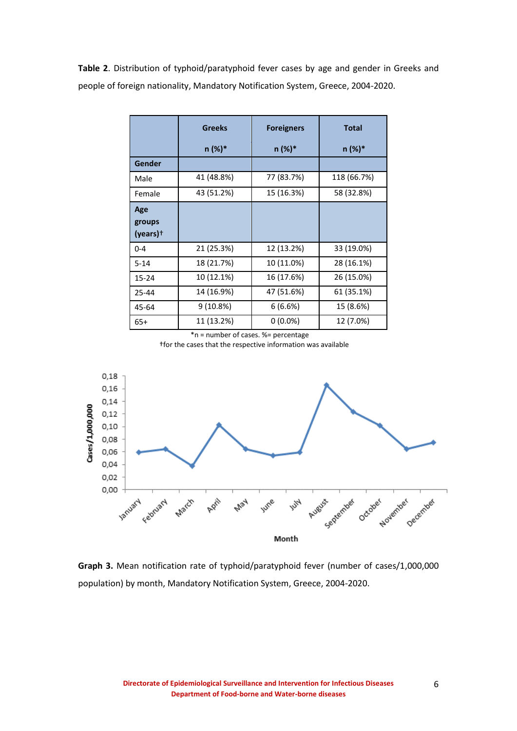**Table 2**. Distribution of typhoid/paratyphoid fever cases by age and gender in Greeks and people of foreign nationality, Mandatory Notification System, Greece, 2004-2020.

| | Greeks n (%)* | Foreigners n (%)* | Total n (%)* |
|---|---|---|---|
| **Gender** | | | |
| Male | 41 (48.8%) | 77 (83.7%) | 118 (66.7%) |
| Female | 43 (51.2%) | 15 (16.3%) | 58 (32.8%) |
| **Age groups (years)†** | | | |
| 0-4 | 21 (25.3%) | 12 (13.2%) | 33 (19.0%) |
| 5-14 | 18 (21.7%) | 10 (11.0%) | 28 (16.1%) |
| 15-24 | 10 (12.1%) | 16 (17.6%) | 26 (15.0%) |
| 25-44 | 14 (16.9%) | 47 (51.6%) | 61 (35.1%) |
| 45-64 | 9 (10.8%) | 6 (6.6%) | 15 (8.6%) |
| 65+ | 11 (13.2%) | 0 (0.0%) | 12 (7.0%) |

*n = number of cases. %= percentage

†for the cases that the respective information was available

**Graph 3.** Mean notification rate of typhoid/paratyphoid fever (number of cases/1,000,000 population) by month, Mandatory Notification System, Greece, 2004-2020.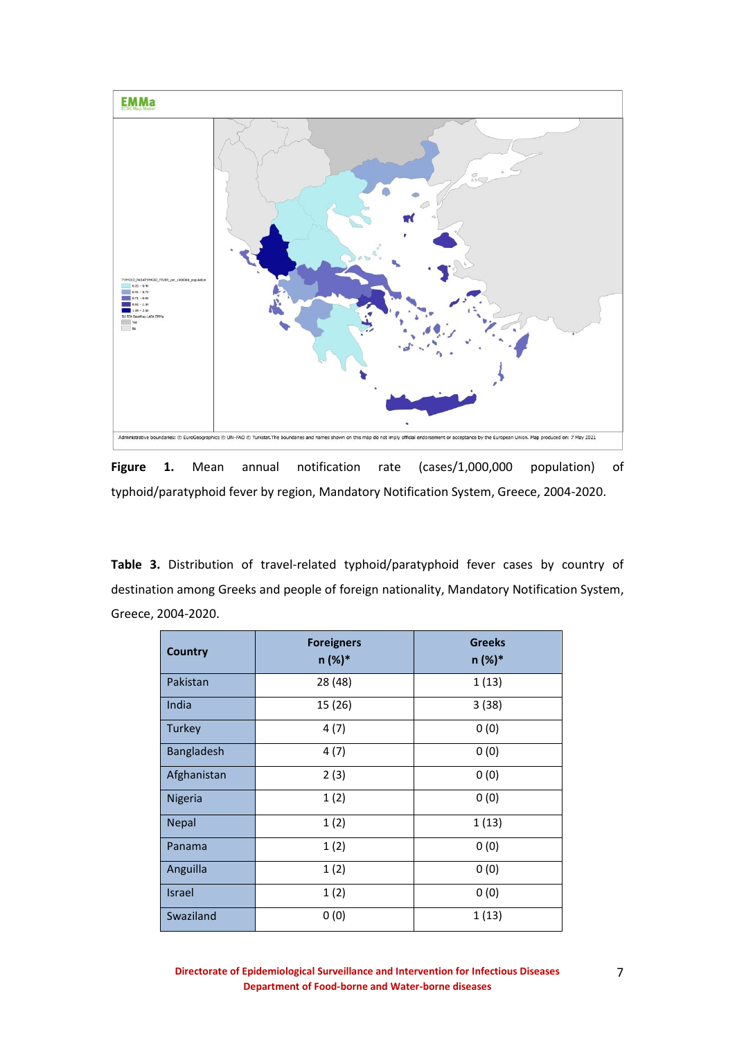**Figure 1.** Mean annual notification rate (cases/1,000,000 population) of typhoid/paratyphoid fever by region, Mandatory Notification System, Greece, 2004-2020.

**Table 3.** Distribution of travel-related typhoid/paratyphoid fever cases by country of destination among Greeks and people of foreign nationality, Mandatory Notification System, Greece, 2004-2020.

| Country | Foreigners n (%)* | Greeks n (%)* |
|---|---|---|
| Pakistan | 28 (48) | 1 (13) |
| India | 15 (26) | 3 (38) |
| Turkey | 4 (7) | 0 (0) |
| Bangladesh | 4 (7) | 0 (0) |
| Afghanistan | 2 (3) | 0 (0) |
| Nigeria | 1 (2) | 0 (0) |
| Nepal | 1 (2) | 1 (13) |
| Panama | 1 (2) | 0 (0) |
| Anguilla | 1 (2) | 0 (0) |
| Israel | 1 (2) | 0 (0) |
| Swaziland | 0 (0) | 1 (13) |

**Directorate of Epidemiological Surveillance and Intervention for Infectious Diseases**
**Department of Food-borne and Water-borne diseases**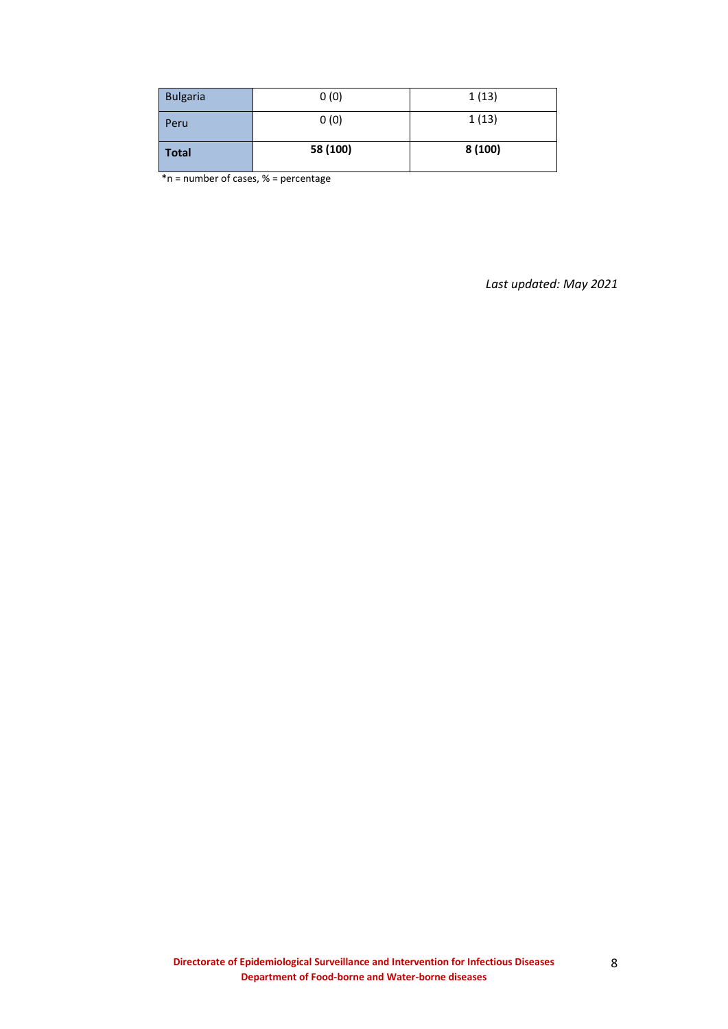| | | |
|---|---|---|
| Bulgaria | 0 (0) | 1 (13) |
| Peru | 0 (0) | 1 (13) |
| **Total** | **58 (100)** | **8 (100)** |

*n = number of cases, % = percentage

*Last updated: May 2021*

**Directorate of Epidemiological Surveillance and Intervention for Infectious Diseases**
**Department of Food-borne and Water-borne diseases**